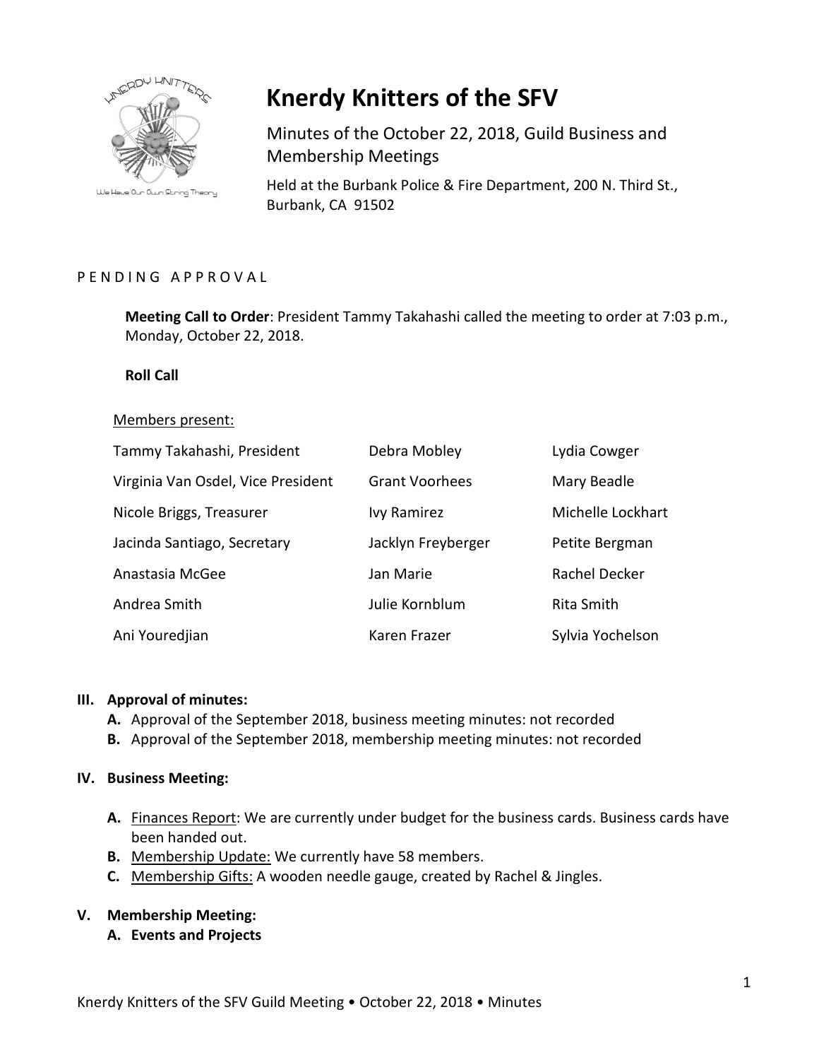# Knerdy Knitters of the SFV

Minutes of the October 22, 2018, Guild Business and Membership Meetings

Held at the Burbank Police & Fire Department, 200 N. Third St., Burbank, CA 91502

P E N D I N G   A P P R O V A L

**Meeting Call to Order**: President Tammy Takahashi called the meeting to order at 7:03 p.m., Monday, October 22, 2018.

**Roll Call**

Members present:

| | | |
|---|---|---|
| Tammy Takahashi, President | Debra Mobley | Lydia Cowger |
| Virginia Van Osdel, Vice President | Grant Voorhees | Mary Beadle |
| Nicole Briggs, Treasurer | Ivy Ramirez | Michelle Lockhart |
| Jacinda Santiago, Secretary | Jacklyn Freyberger | Petite Bergman |
| Anastasia McGee | Jan Marie | Rachel Decker |
| Andrea Smith | Julie Kornblum | Rita Smith |
| Ani Youredjian | Karen Frazer | Sylvia Yochelson |

**III. Approval of minutes:**

- **A.** Approval of the September 2018, business meeting minutes: not recorded
- **B.** Approval of the September 2018, membership meeting minutes: not recorded

**IV. Business Meeting:**

- **A.** Finances Report: We are currently under budget for the business cards. Business cards have been handed out.
- **B.** Membership Update: We currently have 58 members.
- **C.** Membership Gifts: A wooden needle gauge, created by Rachel & Jingles.

**V. Membership Meeting:**

- **A. Events and Projects**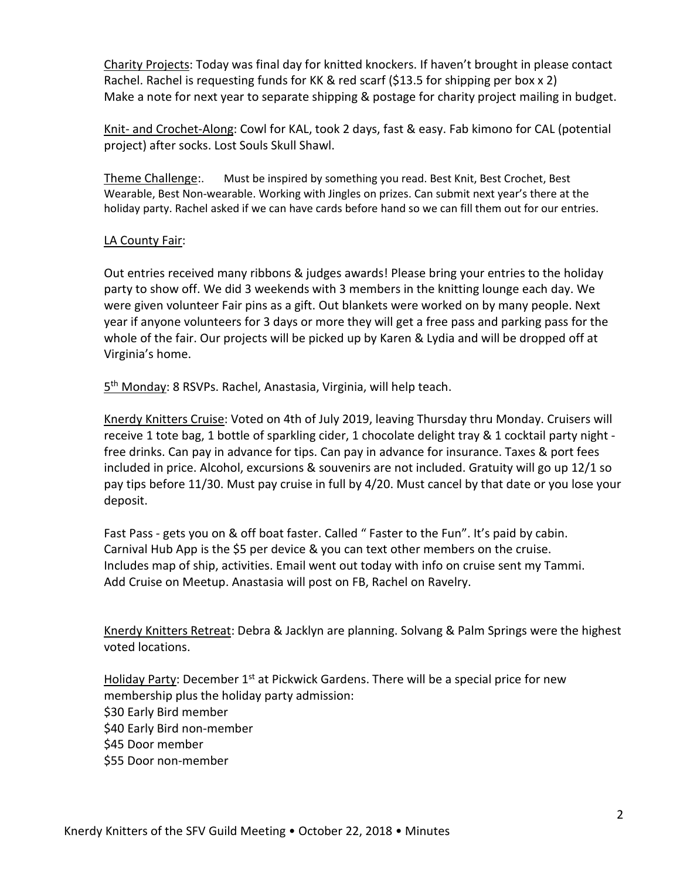Charity Projects: Today was final day for knitted knockers. If haven't brought in please contact Rachel. Rachel is requesting funds for KK & red scarf ($13.5 for shipping per box x 2) Make a note for next year to separate shipping & postage for charity project mailing in budget.

Knit- and Crochet-Along: Cowl for KAL, took 2 days, fast & easy. Fab kimono for CAL (potential project) after socks. Lost Souls Skull Shawl.

Theme Challenge:. Must be inspired by something you read. Best Knit, Best Crochet, Best Wearable, Best Non-wearable. Working with Jingles on prizes. Can submit next year's there at the holiday party. Rachel asked if we can have cards before hand so we can fill them out for our entries.

LA County Fair:

Out entries received many ribbons & judges awards! Please bring your entries to the holiday party to show off. We did 3 weekends with 3 members in the knitting lounge each day. We were given volunteer Fair pins as a gift. Out blankets were worked on by many people. Next year if anyone volunteers for 3 days or more they will get a free pass and parking pass for the whole of the fair. Our projects will be picked up by Karen & Lydia and will be dropped off at Virginia's home.

5th Monday: 8 RSVPs. Rachel, Anastasia, Virginia, will help teach.

Knerdy Knitters Cruise: Voted on 4th of July 2019, leaving Thursday thru Monday. Cruisers will receive 1 tote bag, 1 bottle of sparkling cider, 1 chocolate delight tray & 1 cocktail party night - free drinks. Can pay in advance for tips. Can pay in advance for insurance. Taxes & port fees included in price. Alcohol, excursions & souvenirs are not included. Gratuity will go up 12/1 so pay tips before 11/30. Must pay cruise in full by 4/20. Must cancel by that date or you lose your deposit.

Fast Pass - gets you on & off boat faster. Called " Faster to the Fun". It's paid by cabin. Carnival Hub App is the $5 per device & you can text other members on the cruise. Includes map of ship, activities. Email went out today with info on cruise sent my Tammi. Add Cruise on Meetup. Anastasia will post on FB, Rachel on Ravelry.

Knerdy Knitters Retreat: Debra & Jacklyn are planning. Solvang & Palm Springs were the highest voted locations.

Holiday Party: December 1st at Pickwick Gardens. There will be a special price for new membership plus the holiday party admission:
$30 Early Bird member
$40 Early Bird non-member
$45 Door member
$55 Door non-member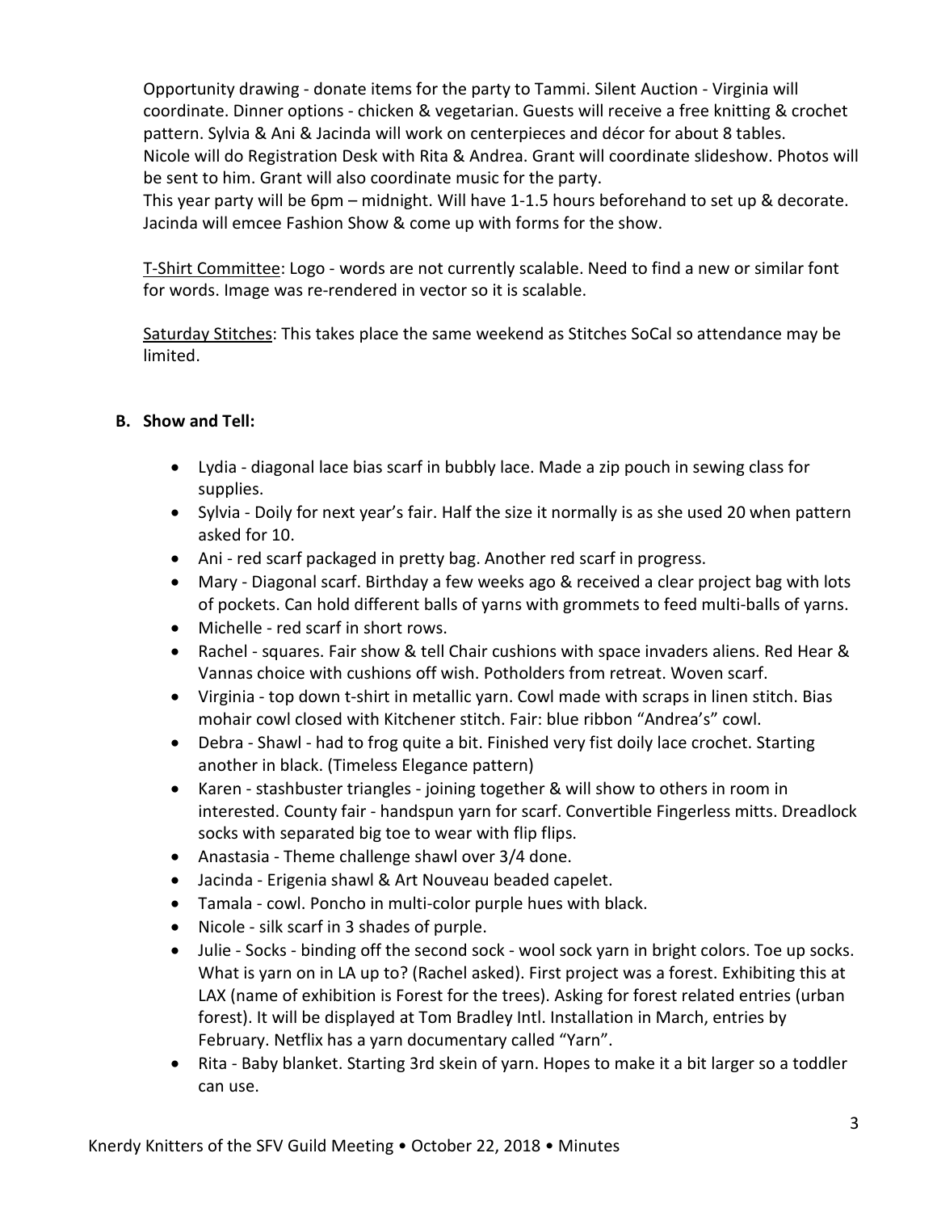Opportunity drawing - donate items for the party to Tammi. Silent Auction - Virginia will coordinate. Dinner options - chicken & vegetarian. Guests will receive a free knitting & crochet pattern. Sylvia & Ani & Jacinda will work on centerpieces and décor for about 8 tables. Nicole will do Registration Desk with Rita & Andrea. Grant will coordinate slideshow. Photos will be sent to him. Grant will also coordinate music for the party.
This year party will be 6pm – midnight. Will have 1-1.5 hours beforehand to set up & decorate. Jacinda will emcee Fashion Show & come up with forms for the show.

T-Shirt Committee: Logo - words are not currently scalable. Need to find a new or similar font for words. Image was re-rendered in vector so it is scalable.

Saturday Stitches: This takes place the same weekend as Stitches SoCal so attendance may be limited.

**B. Show and Tell:**

- Lydia - diagonal lace bias scarf in bubbly lace. Made a zip pouch in sewing class for supplies.
- Sylvia - Doily for next year's fair. Half the size it normally is as she used 20 when pattern asked for 10.
- Ani - red scarf packaged in pretty bag. Another red scarf in progress.
- Mary - Diagonal scarf. Birthday a few weeks ago & received a clear project bag with lots of pockets. Can hold different balls of yarns with grommets to feed multi-balls of yarns.
- Michelle - red scarf in short rows.
- Rachel - squares. Fair show & tell Chair cushions with space invaders aliens. Red Hear & Vannas choice with cushions off wish. Potholders from retreat. Woven scarf.
- Virginia - top down t-shirt in metallic yarn. Cowl made with scraps in linen stitch. Bias mohair cowl closed with Kitchener stitch. Fair: blue ribbon "Andrea's" cowl.
- Debra - Shawl - had to frog quite a bit. Finished very fist doily lace crochet. Starting another in black. (Timeless Elegance pattern)
- Karen - stashbuster triangles - joining together & will show to others in room in interested. County fair - handspun yarn for scarf. Convertible Fingerless mitts. Dreadlock socks with separated big toe to wear with flip flips.
- Anastasia - Theme challenge shawl over 3/4 done.
- Jacinda - Erigenia shawl & Art Nouveau beaded capelet.
- Tamala - cowl. Poncho in multi-color purple hues with black.
- Nicole - silk scarf in 3 shades of purple.
- Julie - Socks - binding off the second sock - wool sock yarn in bright colors. Toe up socks. What is yarn on in LA up to? (Rachel asked). First project was a forest. Exhibiting this at LAX (name of exhibition is Forest for the trees). Asking for forest related entries (urban forest). It will be displayed at Tom Bradley Intl. Installation in March, entries by February. Netflix has a yarn documentary called "Yarn".
- Rita - Baby blanket. Starting 3rd skein of yarn. Hopes to make it a bit larger so a toddler can use.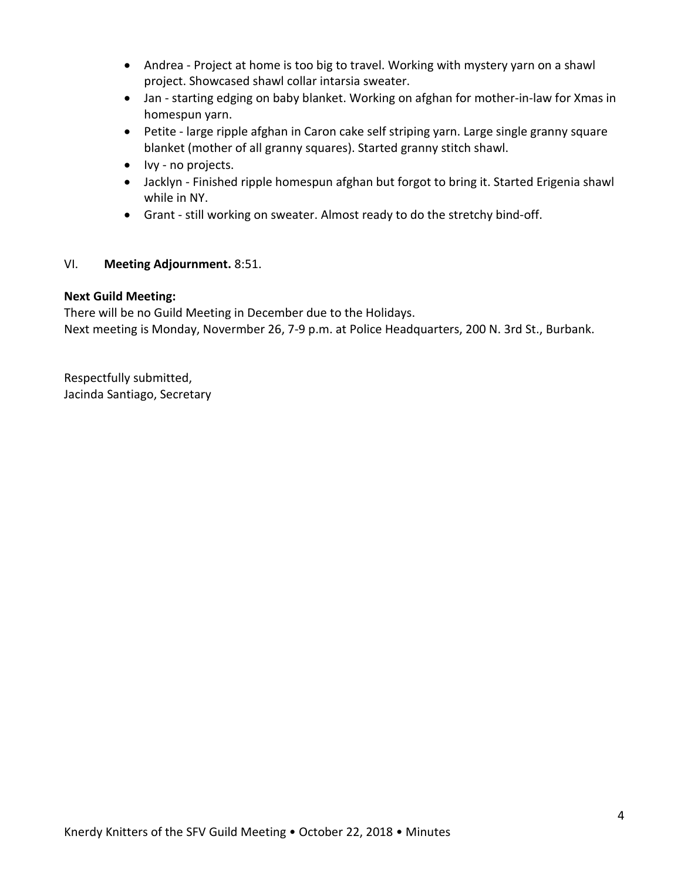- Andrea - Project at home is too big to travel. Working with mystery yarn on a shawl project. Showcased shawl collar intarsia sweater.
- Jan - starting edging on baby blanket. Working on afghan for mother-in-law for Xmas in homespun yarn.
- Petite - large ripple afghan in Caron cake self striping yarn. Large single granny square blanket (mother of all granny squares). Started granny stitch shawl.
- Ivy - no projects.
- Jacklyn - Finished ripple homespun afghan but forgot to bring it. Started Erigenia shawl while in NY.
- Grant - still working on sweater. Almost ready to do the stretchy bind-off.

VI. **Meeting Adjournment.** 8:51.

**Next Guild Meeting:**
There will be no Guild Meeting in December due to the Holidays.
Next meeting is Monday, Novermber 26, 7-9 p.m. at Police Headquarters, 200 N. 3rd St., Burbank.

Respectfully submitted,
Jacinda Santiago, Secretary